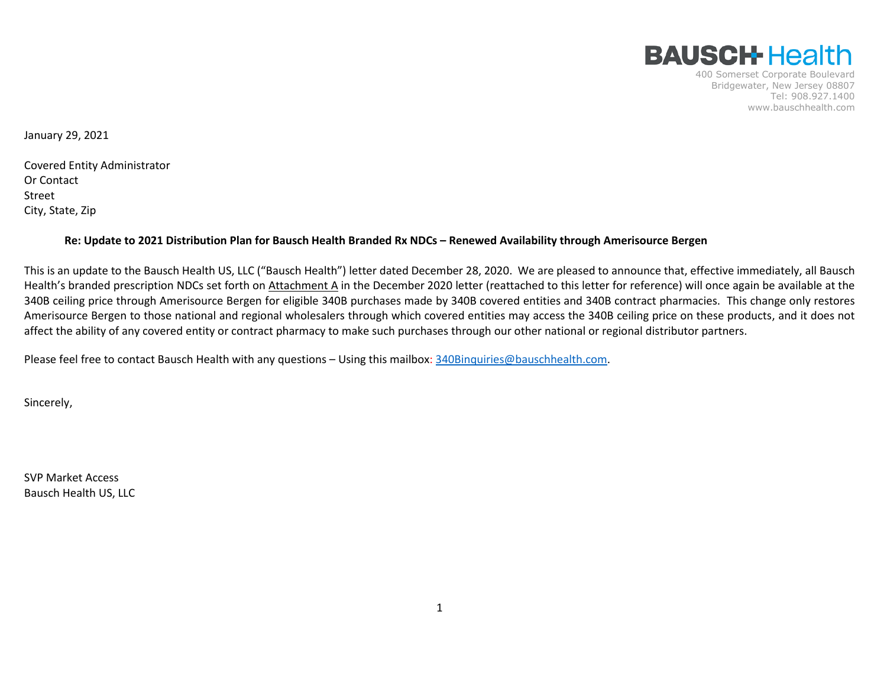**BAUSCH Health**

400 Somerset Corporate Boulevard
Bridgewater, New Jersey 08807
Tel: 908.927.1400
www.bauschhealth.com

January 29, 2021

Covered Entity Administrator
Or Contact
Street
City, State, Zip

**Re: Update to 2021 Distribution Plan for Bausch Health Branded Rx NDCs – Renewed Availability through Amerisource Bergen**

This is an update to the Bausch Health US, LLC ("Bausch Health") letter dated December 28, 2020. We are pleased to announce that, effective immediately, all Bausch Health's branded prescription NDCs set forth on Attachment A in the December 2020 letter (reattached to this letter for reference) will once again be available at the 340B ceiling price through Amerisource Bergen for eligible 340B purchases made by 340B covered entities and 340B contract pharmacies. This change only restores Amerisource Bergen to those national and regional wholesalers through which covered entities may access the 340B ceiling price on these products, and it does not affect the ability of any covered entity or contract pharmacy to make such purchases through our other national or regional distributor partners.

Please feel free to contact Bausch Health with any questions – Using this mailbox: 340Binquiries@bauschhealth.com.

Sincerely,

SVP Market Access
Bausch Health US, LLC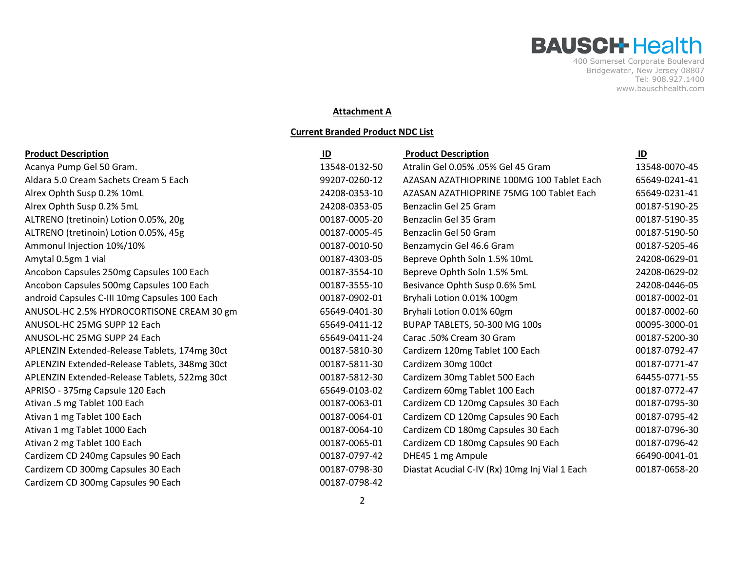BAUSCH Health
400 Somerset Corporate Boulevard
Bridgewater, New Jersey 08807
Tel: 908.927.1400
www.bauschhealth.com

## Attachment A

## Current Branded Product NDC List

| Product Description | ID |
|---|---|
| Acanya Pump Gel 50 Gram. | 13548-0132-50 |
| Aldara 5.0 Cream Sachets Cream 5 Each | 99207-0260-12 |
| Alrex Ophth Susp 0.2% 10mL | 24208-0353-10 |
| Alrex Ophth Susp 0.2% 5mL | 24208-0353-05 |
| ALTRENO (tretinoin) Lotion 0.05%, 20g | 00187-0005-20 |
| ALTRENO (tretinoin) Lotion 0.05%, 45g | 00187-0005-45 |
| Ammonul Injection 10%/10% | 00187-0010-50 |
| Amytal 0.5gm 1 vial | 00187-4303-05 |
| Ancobon Capsules 250mg Capsules 100 Each | 00187-3554-10 |
| Ancobon Capsules 500mg Capsules 100 Each | 00187-3555-10 |
| android Capsules C-III 10mg Capsules 100 Each | 00187-0902-01 |
| ANUSOL-HC 2.5% HYDROCORTISONE CREAM 30 gm | 65649-0401-30 |
| ANUSOL-HC 25MG SUPP 12 Each | 65649-0411-12 |
| ANUSOL-HC 25MG SUPP 24 Each | 65649-0411-24 |
| APLENZIN Extended-Release Tablets, 174mg 30ct | 00187-5810-30 |
| APLENZIN Extended-Release Tablets, 348mg 30ct | 00187-5811-30 |
| APLENZIN Extended-Release Tablets, 522mg 30ct | 00187-5812-30 |
| APRISO - 375mg Capsule 120 Each | 65649-0103-02 |
| Ativan .5 mg Tablet 100 Each | 00187-0063-01 |
| Ativan 1 mg Tablet 100 Each | 00187-0064-01 |
| Ativan 1 mg Tablet 1000 Each | 00187-0064-10 |
| Ativan 2 mg Tablet 100 Each | 00187-0065-01 |
| Cardizem CD 240mg Capsules 90 Each | 00187-0797-42 |
| Cardizem CD 300mg Capsules 30 Each | 00187-0798-30 |
| Cardizem CD 300mg Capsules 90 Each | 00187-0798-42 |
| Atralin Gel 0.05% .05% Gel 45 Gram | 13548-0070-45 |
| AZASAN AZATHIOPRINE 100MG 100 Tablet Each | 65649-0241-41 |
| AZASAN AZATHIOPRINE 75MG 100 Tablet Each | 65649-0231-41 |
| Benzaclin Gel 25 Gram | 00187-5190-25 |
| Benzaclin Gel 35 Gram | 00187-5190-35 |
| Benzaclin Gel 50 Gram | 00187-5190-50 |
| Benzamycin Gel 46.6 Gram | 00187-5205-46 |
| Bepreve Ophth Soln 1.5% 10mL | 24208-0629-01 |
| Bepreve Ophth Soln 1.5% 5mL | 24208-0629-02 |
| Besivance Ophth Susp 0.6% 5mL | 24208-0446-05 |
| Bryhali Lotion 0.01% 100gm | 00187-0002-01 |
| Bryhali Lotion 0.01% 60gm | 00187-0002-60 |
| BUPAP TABLETS, 50-300 MG 100s | 00095-3000-01 |
| Carac .50% Cream 30 Gram | 00187-5200-30 |
| Cardizem 120mg Tablet 100 Each | 00187-0792-47 |
| Cardizem 30mg 100ct | 00187-0771-47 |
| Cardizem 30mg Tablet 500 Each | 64455-0771-55 |
| Cardizem 60mg Tablet 100 Each | 00187-0772-47 |
| Cardizem CD 120mg Capsules 30 Each | 00187-0795-30 |
| Cardizem CD 120mg Capsules 90 Each | 00187-0795-42 |
| Cardizem CD 180mg Capsules 30 Each | 00187-0796-30 |
| Cardizem CD 180mg Capsules 90 Each | 00187-0796-42 |
| DHE45 1 mg Ampule | 66490-0041-01 |
| Diastat Acudial C-IV (Rx) 10mg Inj Vial 1 Each | 00187-0658-20 |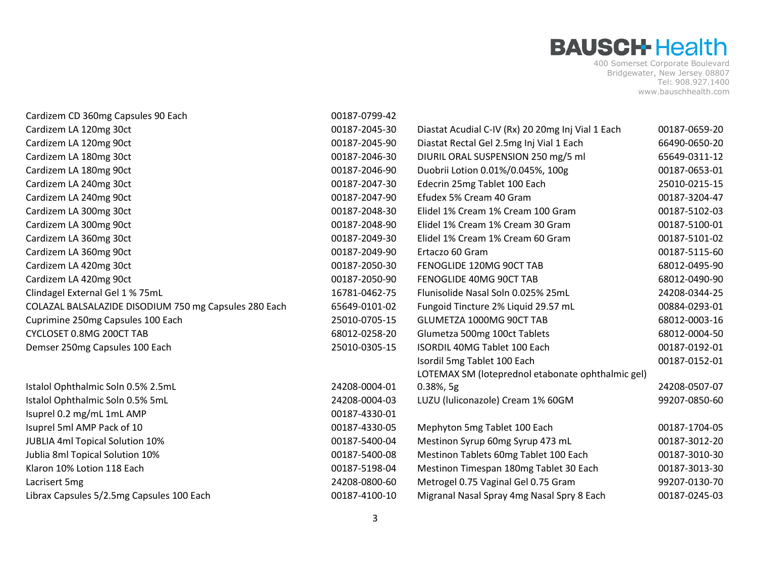| Product | NDC |
|---|---|
| Cardizem CD 360mg Capsules 90 Each | 00187-0799-42 |
| Cardizem LA 120mg 30ct | 00187-2045-30 |
| Cardizem LA 120mg 90ct | 00187-2045-90 |
| Cardizem LA 180mg 30ct | 00187-2046-30 |
| Cardizem LA 180mg 90ct | 00187-2046-90 |
| Cardizem LA 240mg 30ct | 00187-2047-30 |
| Cardizem LA 240mg 90ct | 00187-2047-90 |
| Cardizem LA 300mg 30ct | 00187-2048-30 |
| Cardizem LA 300mg 90ct | 00187-2048-90 |
| Cardizem LA 360mg 30ct | 00187-2049-30 |
| Cardizem LA 360mg 90ct | 00187-2049-90 |
| Cardizem LA 420mg 30ct | 00187-2050-30 |
| Cardizem LA 420mg 90ct | 00187-2050-90 |
| Clindagel External Gel 1 % 75mL | 16781-0462-75 |
| COLAZAL BALSALAZIDE DISODIUM 750 mg Capsules 280 Each | 65649-0101-02 |
| Cuprimine 250mg Capsules 100 Each | 25010-0705-15 |
| CYCLOSET 0.8MG 200CT TAB | 68012-0258-20 |
| Demser 250mg Capsules 100 Each | 25010-0305-15 |
| Istalol Ophthalmic Soln 0.5% 2.5mL | 24208-0004-01 |
| Istalol Ophthalmic Soln 0.5% 5mL | 24208-0004-03 |
| Isuprel 0.2 mg/mL 1mL AMP | 00187-4330-01 |
| Isuprel 5ml AMP Pack of 10 | 00187-4330-05 |
| JUBLIA 4ml Topical Solution 10% | 00187-5400-04 |
| Jublia 8ml Topical Solution 10% | 00187-5400-08 |
| Klaron 10% Lotion 118 Each | 00187-5198-04 |
| Lacrisert 5mg | 24208-0800-60 |
| Librax Capsules 5/2.5mg Capsules 100 Each | 00187-4100-10 |
| Diastat Acudial C-IV (Rx) 20 20mg Inj Vial 1 Each | 00187-0659-20 |
| Diastat Rectal Gel 2.5mg Inj Vial 1 Each | 66490-0650-20 |
| DIURIL ORAL SUSPENSION 250 mg/5 ml | 65649-0311-12 |
| Duobrii Lotion 0.01%/0.045%, 100g | 00187-0653-01 |
| Edecrin 25mg Tablet 100 Each | 25010-0215-15 |
| Efudex 5% Cream 40 Gram | 00187-3204-47 |
| Elidel 1% Cream 1% Cream 100 Gram | 00187-5102-03 |
| Elidel 1% Cream 1% Cream 30 Gram | 00187-5100-01 |
| Elidel 1% Cream 1% Cream 60 Gram | 00187-5101-02 |
| Ertaczo 60 Gram | 00187-5115-60 |
| FENOGLIDE 120MG 90CT TAB | 68012-0495-90 |
| FENOGLIDE 40MG 90CT TAB | 68012-0490-90 |
| Flunisolide Nasal Soln 0.025% 25mL | 24208-0344-25 |
| Fungoid Tincture 2% Liquid 29.57 mL | 00884-0293-01 |
| GLUMETZA 1000MG 90CT TAB | 68012-0003-16 |
| Glumetza 500mg 100ct Tablets | 68012-0004-50 |
| ISORDIL 40MG Tablet 100 Each | 00187-0192-01 |
| Isordil 5mg Tablet 100 Each | 00187-0152-01 |
| LOTEMAX SM (loteprednol etabonate ophthalmic gel) 0.38%, 5g | 24208-0507-07 |
| LUZU (luliconazole) Cream 1% 60GM | 99207-0850-60 |
| Mephyton 5mg Tablet 100 Each | 00187-1704-05 |
| Mestinon Syrup 60mg Syrup 473 mL | 00187-3012-20 |
| Mestinon Tablets 60mg Tablet 100 Each | 00187-3010-30 |
| Mestinon Timespan 180mg Tablet 30 Each | 00187-3013-30 |
| Metrogel 0.75 Vaginal Gel 0.75 Gram | 99207-0130-70 |
| Migranal Nasal Spray 4mg Nasal Spry 8 Each | 00187-0245-03 |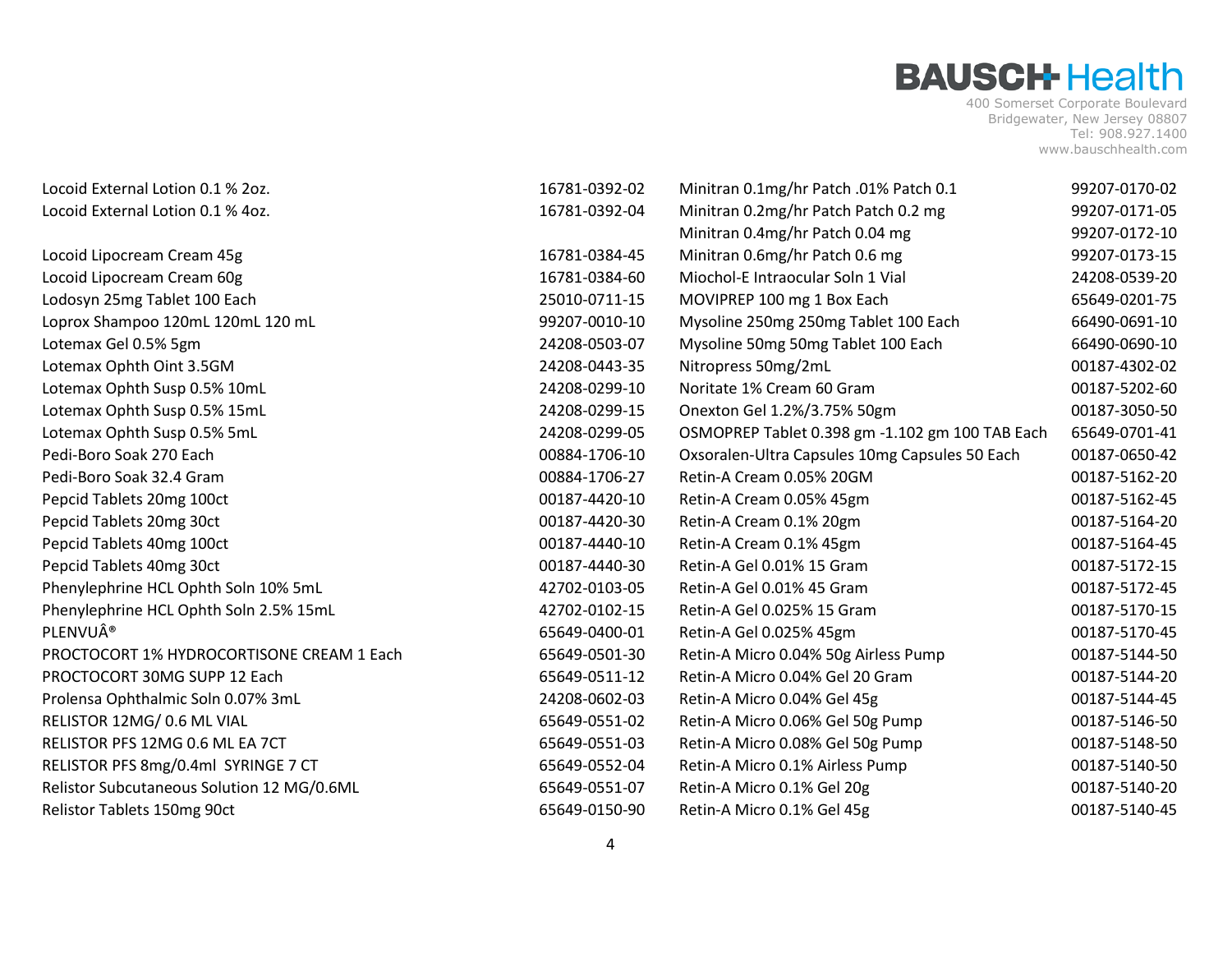| Product | NDC |
| --- | --- |
| Locoid External Lotion 0.1 % 2oz. | 16781-0392-02 |
| Locoid External Lotion 0.1 % 4oz. | 16781-0392-04 |
| Locoid Lipocream Cream 45g | 16781-0384-45 |
| Locoid Lipocream Cream 60g | 16781-0384-60 |
| Lodosyn 25mg Tablet 100 Each | 25010-0711-15 |
| Loprox Shampoo 120mL 120mL 120 mL | 99207-0010-10 |
| Lotemax Gel 0.5% 5gm | 24208-0503-07 |
| Lotemax Ophth Oint 3.5GM | 24208-0443-35 |
| Lotemax Ophth Susp 0.5% 10mL | 24208-0299-10 |
| Lotemax Ophth Susp 0.5% 15mL | 24208-0299-15 |
| Lotemax Ophth Susp 0.5% 5mL | 24208-0299-05 |
| Pedi-Boro Soak 270 Each | 00884-1706-10 |
| Pedi-Boro Soak 32.4 Gram | 00884-1706-27 |
| Pepcid Tablets 20mg 100ct | 00187-4420-10 |
| Pepcid Tablets 20mg 30ct | 00187-4420-30 |
| Pepcid Tablets 40mg 100ct | 00187-4440-10 |
| Pepcid Tablets 40mg 30ct | 00187-4440-30 |
| Phenylephrine HCL Ophth Soln 10% 5mL | 42702-0103-05 |
| Phenylephrine HCL Ophth Soln 2.5% 15mL | 42702-0102-15 |
| PLENVUÂ® | 65649-0400-01 |
| PROCTOCORT 1% HYDROCORTISONE CREAM 1 Each | 65649-0501-30 |
| PROCTOCORT 30MG SUPP 12 Each | 65649-0511-12 |
| Prolensa Ophthalmic Soln 0.07% 3mL | 24208-0602-03 |
| RELISTOR 12MG/ 0.6 ML VIAL | 65649-0551-02 |
| RELISTOR PFS 12MG 0.6 ML EA 7CT | 65649-0551-03 |
| RELISTOR PFS 8mg/0.4ml SYRINGE 7 CT | 65649-0552-04 |
| Relistor Subcutaneous Solution 12 MG/0.6ML | 65649-0551-07 |
| Relistor Tablets 150mg 90ct | 65649-0150-90 |
| Minitran 0.1mg/hr Patch .01% Patch 0.1 | 99207-0170-02 |
| Minitran 0.2mg/hr Patch Patch 0.2 mg | 99207-0171-05 |
| Minitran 0.4mg/hr Patch 0.04 mg | 99207-0172-10 |
| Minitran 0.6mg/hr Patch 0.6 mg | 99207-0173-15 |
| Miochol-E Intraocular Soln 1 Vial | 24208-0539-20 |
| MOVIPREP 100 mg 1 Box Each | 65649-0201-75 |
| Mysoline 250mg 250mg Tablet 100 Each | 66490-0691-10 |
| Mysoline 50mg 50mg Tablet 100 Each | 66490-0690-10 |
| Nitropress 50mg/2mL | 00187-4302-02 |
| Noritate 1% Cream 60 Gram | 00187-5202-60 |
| Onexton Gel 1.2%/3.75% 50gm | 00187-3050-50 |
| OSMOPREP Tablet 0.398 gm -1.102 gm 100 TAB Each | 65649-0701-41 |
| Oxsoralen-Ultra Capsules 10mg Capsules 50 Each | 00187-0650-42 |
| Retin-A Cream 0.05% 20GM | 00187-5162-20 |
| Retin-A Cream 0.05% 45gm | 00187-5162-45 |
| Retin-A Cream 0.1% 20gm | 00187-5164-20 |
| Retin-A Cream 0.1% 45gm | 00187-5164-45 |
| Retin-A Gel 0.01% 15 Gram | 00187-5172-15 |
| Retin-A Gel 0.01% 45 Gram | 00187-5172-45 |
| Retin-A Gel 0.025% 15 Gram | 00187-5170-15 |
| Retin-A Gel 0.025% 45gm | 00187-5170-45 |
| Retin-A Micro 0.04% 50g Airless Pump | 00187-5144-50 |
| Retin-A Micro 0.04% Gel 20 Gram | 00187-5144-20 |
| Retin-A Micro 0.04% Gel 45g | 00187-5144-45 |
| Retin-A Micro 0.06% Gel 50g Pump | 00187-5146-50 |
| Retin-A Micro 0.08% Gel 50g Pump | 00187-5148-50 |
| Retin-A Micro 0.1% Airless Pump | 00187-5140-50 |
| Retin-A Micro 0.1% Gel 20g | 00187-5140-20 |
| Retin-A Micro 0.1% Gel 45g | 00187-5140-45 |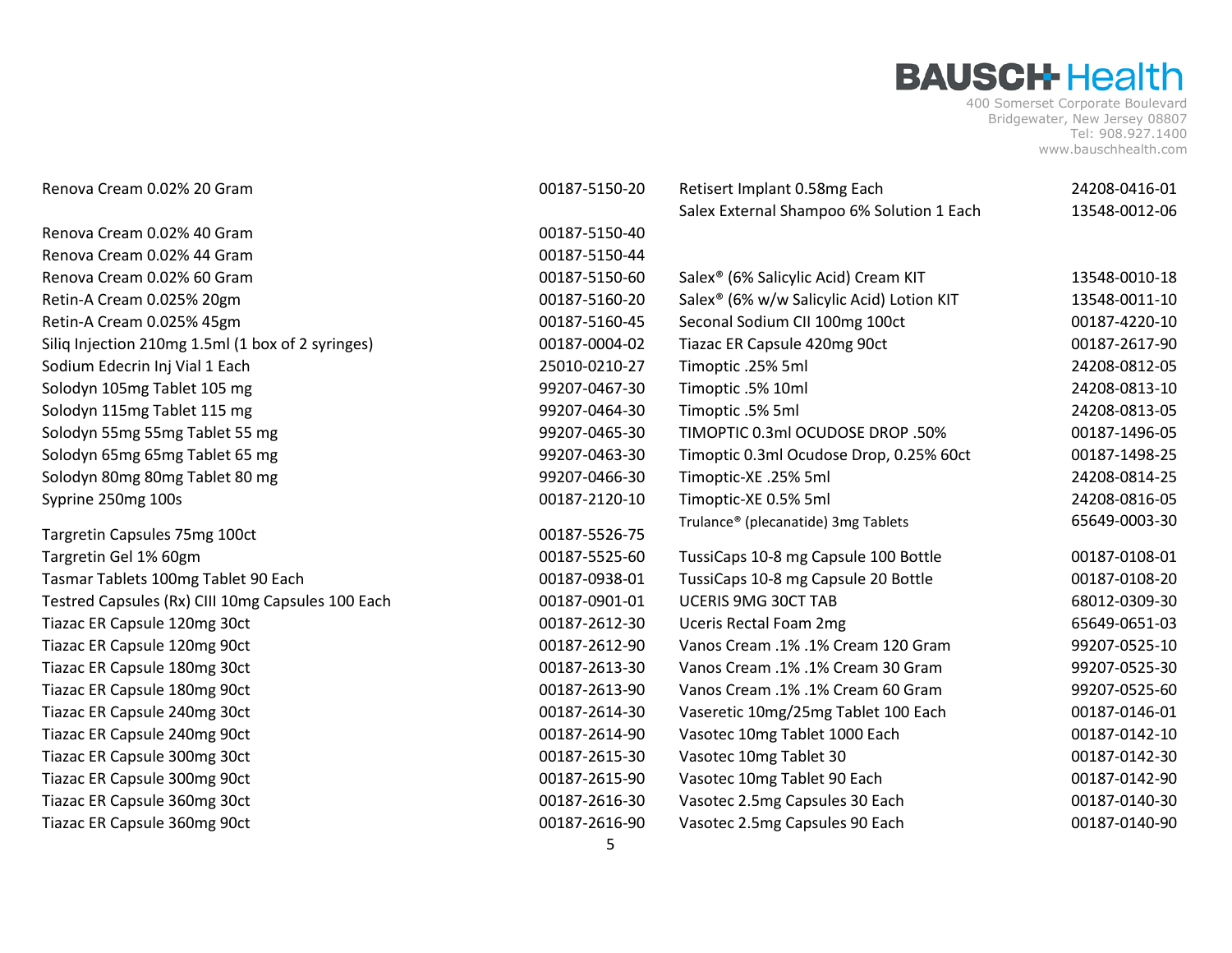| Product | NDC |
| --- | --- |
| Renova Cream 0.02% 20 Gram | 00187-5150-20 |
| Renova Cream 0.02% 40 Gram | 00187-5150-40 |
| Renova Cream 0.02% 44 Gram | 00187-5150-44 |
| Renova Cream 0.02% 60 Gram | 00187-5150-60 |
| Retin-A Cream 0.025% 20gm | 00187-5160-20 |
| Retin-A Cream 0.025% 45gm | 00187-5160-45 |
| Siliq Injection 210mg 1.5ml (1 box of 2 syringes) | 00187-0004-02 |
| Sodium Edecrin Inj Vial 1 Each | 25010-0210-27 |
| Solodyn 105mg Tablet 105 mg | 99207-0467-30 |
| Solodyn 115mg Tablet 115 mg | 99207-0464-30 |
| Solodyn 55mg 55mg Tablet 55 mg | 99207-0465-30 |
| Solodyn 65mg 65mg Tablet 65 mg | 99207-0463-30 |
| Solodyn 80mg 80mg Tablet 80 mg | 99207-0466-30 |
| Syprine 250mg 100s | 00187-2120-10 |
| Targretin Capsules 75mg 100ct | 00187-5526-75 |
| Targretin Gel 1% 60gm | 00187-5525-60 |
| Tasmar Tablets 100mg Tablet 90 Each | 00187-0938-01 |
| Testred Capsules (Rx) CIII 10mg Capsules 100 Each | 00187-0901-01 |
| Tiazac ER Capsule 120mg 30ct | 00187-2612-30 |
| Tiazac ER Capsule 120mg 90ct | 00187-2612-90 |
| Tiazac ER Capsule 180mg 30ct | 00187-2613-30 |
| Tiazac ER Capsule 180mg 90ct | 00187-2613-90 |
| Tiazac ER Capsule 240mg 30ct | 00187-2614-30 |
| Tiazac ER Capsule 240mg 90ct | 00187-2614-90 |
| Tiazac ER Capsule 300mg 30ct | 00187-2615-30 |
| Tiazac ER Capsule 300mg 90ct | 00187-2615-90 |
| Tiazac ER Capsule 360mg 30ct | 00187-2616-30 |
| Tiazac ER Capsule 360mg 90ct | 00187-2616-90 |
| Retisert Implant 0.58mg Each | 24208-0416-01 |
| Salex External Shampoo 6% Solution 1 Each | 13548-0012-06 |
| Salex® (6% Salicylic Acid) Cream KIT | 13548-0010-18 |
| Salex® (6% w/w Salicylic Acid) Lotion KIT | 13548-0011-10 |
| Seconal Sodium CII 100mg 100ct | 00187-4220-10 |
| Tiazac ER Capsule 420mg 90ct | 00187-2617-90 |
| Timoptic .25% 5ml | 24208-0812-05 |
| Timoptic .5% 10ml | 24208-0813-10 |
| Timoptic .5% 5ml | 24208-0813-05 |
| TIMOPTIC 0.3ml OCUDOSE DROP .50% | 00187-1496-05 |
| Timoptic 0.3ml Ocudose Drop, 0.25% 60ct | 00187-1498-25 |
| Timoptic-XE .25% 5ml | 24208-0814-25 |
| Timoptic-XE 0.5% 5ml | 24208-0816-05 |
| Trulance® (plecanatide) 3mg Tablets | 65649-0003-30 |
| TussiCaps 10-8 mg Capsule 100 Bottle | 00187-0108-01 |
| TussiCaps 10-8 mg Capsule 20 Bottle | 00187-0108-20 |
| UCERIS 9MG 30CT TAB | 68012-0309-30 |
| Uceris Rectal Foam 2mg | 65649-0651-03 |
| Vanos Cream .1% .1% Cream 120 Gram | 99207-0525-10 |
| Vanos Cream .1% .1% Cream 30 Gram | 99207-0525-30 |
| Vanos Cream .1% .1% Cream 60 Gram | 99207-0525-60 |
| Vaseretic 10mg/25mg Tablet 100 Each | 00187-0146-01 |
| Vasotec 10mg Tablet 1000 Each | 00187-0142-10 |
| Vasotec 10mg Tablet 30 | 00187-0142-30 |
| Vasotec 10mg Tablet 90 Each | 00187-0142-90 |
| Vasotec 2.5mg Capsules 30 Each | 00187-0140-30 |
| Vasotec 2.5mg Capsules 90 Each | 00187-0140-90 |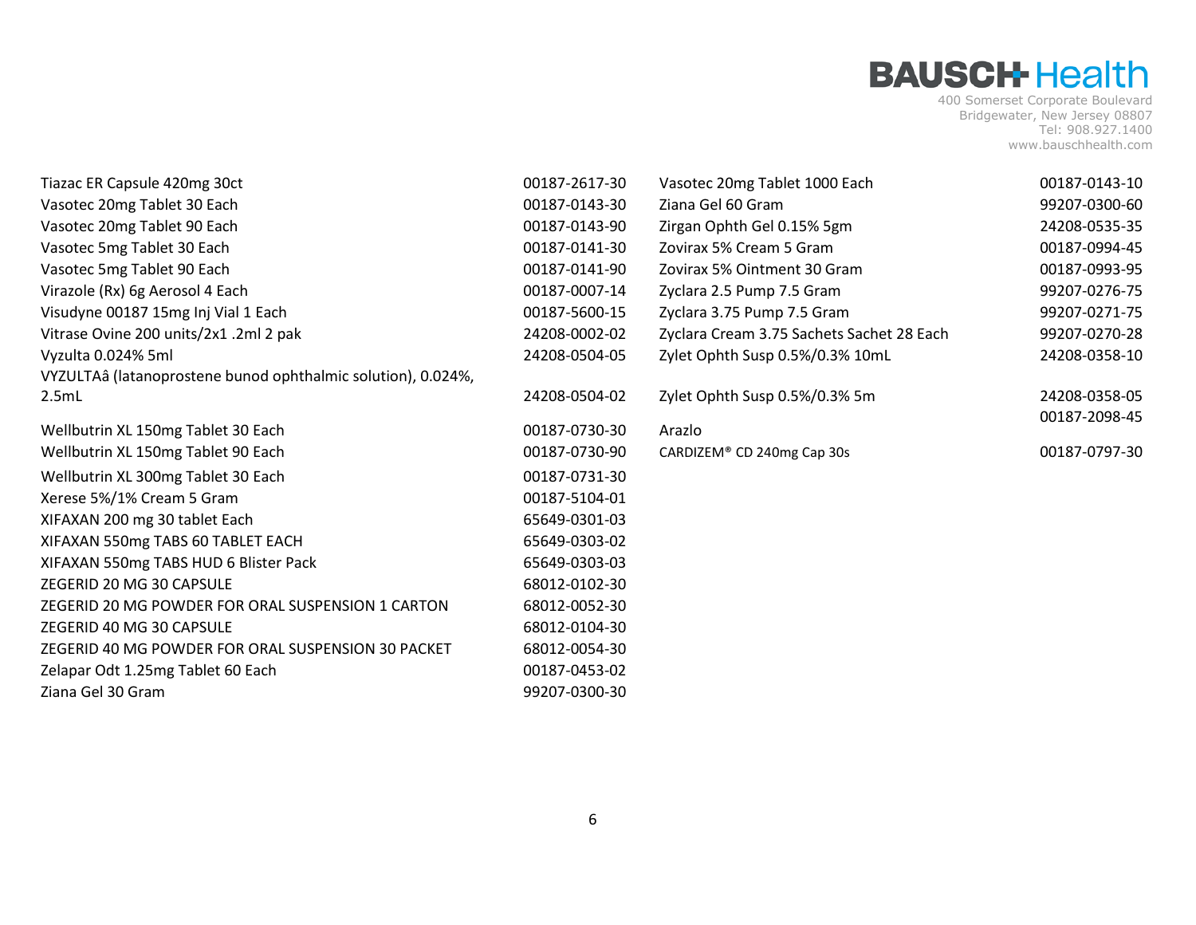| | |
|---|---|
| Tiazac ER Capsule 420mg 30ct | 00187-2617-30 |
| Vasotec 20mg Tablet 30 Each | 00187-0143-30 |
| Vasotec 20mg Tablet 90 Each | 00187-0143-90 |
| Vasotec 5mg Tablet 30 Each | 00187-0141-30 |
| Vasotec 5mg Tablet 90 Each | 00187-0141-90 |
| Virazole (Rx) 6g Aerosol 4 Each | 00187-0007-14 |
| Visudyne 00187 15mg Inj Vial 1 Each | 00187-5600-15 |
| Vitrase Ovine 200 units/2x1 .2ml 2 pak | 24208-0002-02 |
| Vyzulta 0.024% 5ml | 24208-0504-05 |
| VYZULTAâ (latanoprostene bunod ophthalmic solution), 0.024%, 2.5mL | 24208-0504-02 |
| Wellbutrin XL 150mg Tablet 30 Each | 00187-0730-30 |
| Wellbutrin XL 150mg Tablet 90 Each | 00187-0730-90 |
| Wellbutrin XL 300mg Tablet 30 Each | 00187-0731-30 |
| Xerese 5%/1% Cream 5 Gram | 00187-5104-01 |
| XIFAXAN 200 mg 30 tablet Each | 65649-0301-03 |
| XIFAXAN 550mg TABS 60 TABLET EACH | 65649-0303-02 |
| XIFAXAN 550mg TABS HUD 6 Blister Pack | 65649-0303-03 |
| ZEGERID 20 MG 30 CAPSULE | 68012-0102-30 |
| ZEGERID 20 MG POWDER FOR ORAL SUSPENSION 1 CARTON | 68012-0052-30 |
| ZEGERID 40 MG 30 CAPSULE | 68012-0104-30 |
| ZEGERID 40 MG POWDER FOR ORAL SUSPENSION 30 PACKET | 68012-0054-30 |
| Zelapar Odt 1.25mg Tablet 60 Each | 00187-0453-02 |
| Ziana Gel 30 Gram | 99207-0300-30 |
| Vasotec 20mg Tablet 1000 Each | 00187-0143-10 |
| Ziana Gel 60 Gram | 99207-0300-60 |
| Zirgan Ophth Gel 0.15% 5gm | 24208-0535-35 |
| Zovirax 5% Cream 5 Gram | 00187-0994-45 |
| Zovirax 5% Ointment 30 Gram | 00187-0993-95 |
| Zyclara 2.5 Pump 7.5 Gram | 99207-0276-75 |
| Zyclara 3.75 Pump 7.5 Gram | 99207-0271-75 |
| Zyclara Cream 3.75 Sachets Sachet 28 Each | 99207-0270-28 |
| Zylet Ophth Susp 0.5%/0.3% 10mL | 24208-0358-10 |
| Zylet Ophth Susp 0.5%/0.3% 5m | 24208-0358-05 |
| Arazlo | 00187-2098-45 |
| CARDIZEM® CD 240mg Cap 30s | 00187-0797-30 |